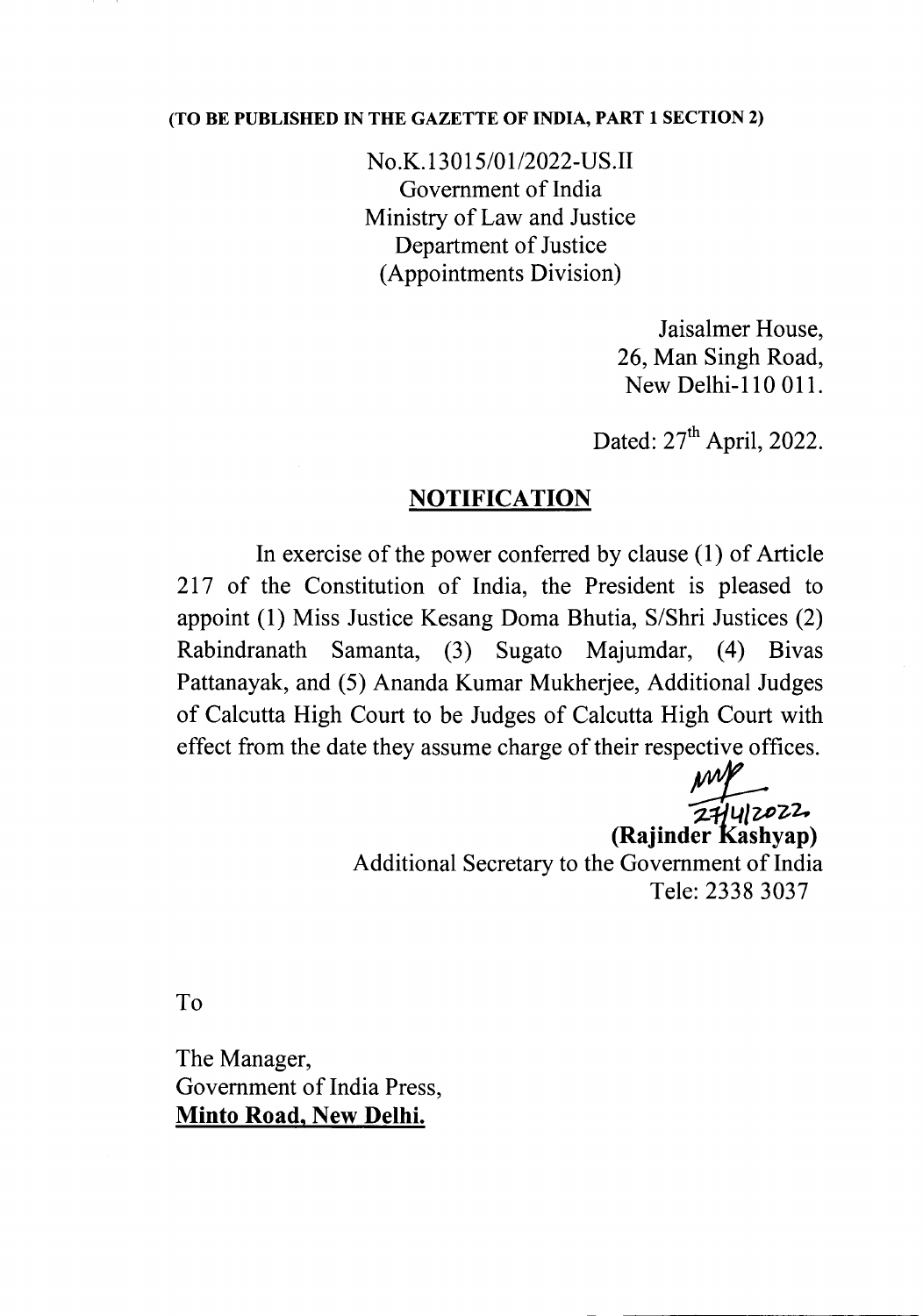**(TO BE PUBLISHED IN THE GAZETTE OF INDIA, PART 1 SECTION 2)**

No.K.13015/01/2022-US.II
Government of India
Ministry of Law and Justice
Department of Justice
(Appointments Division)

Jaisalmer House,
26, Man Singh Road,
New Delhi-110 011.

Dated: 27th April, 2022.

## NOTIFICATION

In exercise of the power conferred by clause (1) of Article 217 of the Constitution of India, the President is pleased to appoint (1) Miss Justice Kesang Doma Bhutia, S/Shri Justices (2) Rabindranath Samanta, (3) Sugato Majumdar, (4) Bivas Pattanayak, and (5) Ananda Kumar Mukherjee, Additional Judges of Calcutta High Court to be Judges of Calcutta High Court with effect from the date they assume charge of their respective offices.

27/4/2022

**(Rajinder Kashyap)**
Additional Secretary to the Government of India
Tele: 2338 3037

To

The Manager,
Government of India Press,
**Minto Road, New Delhi.**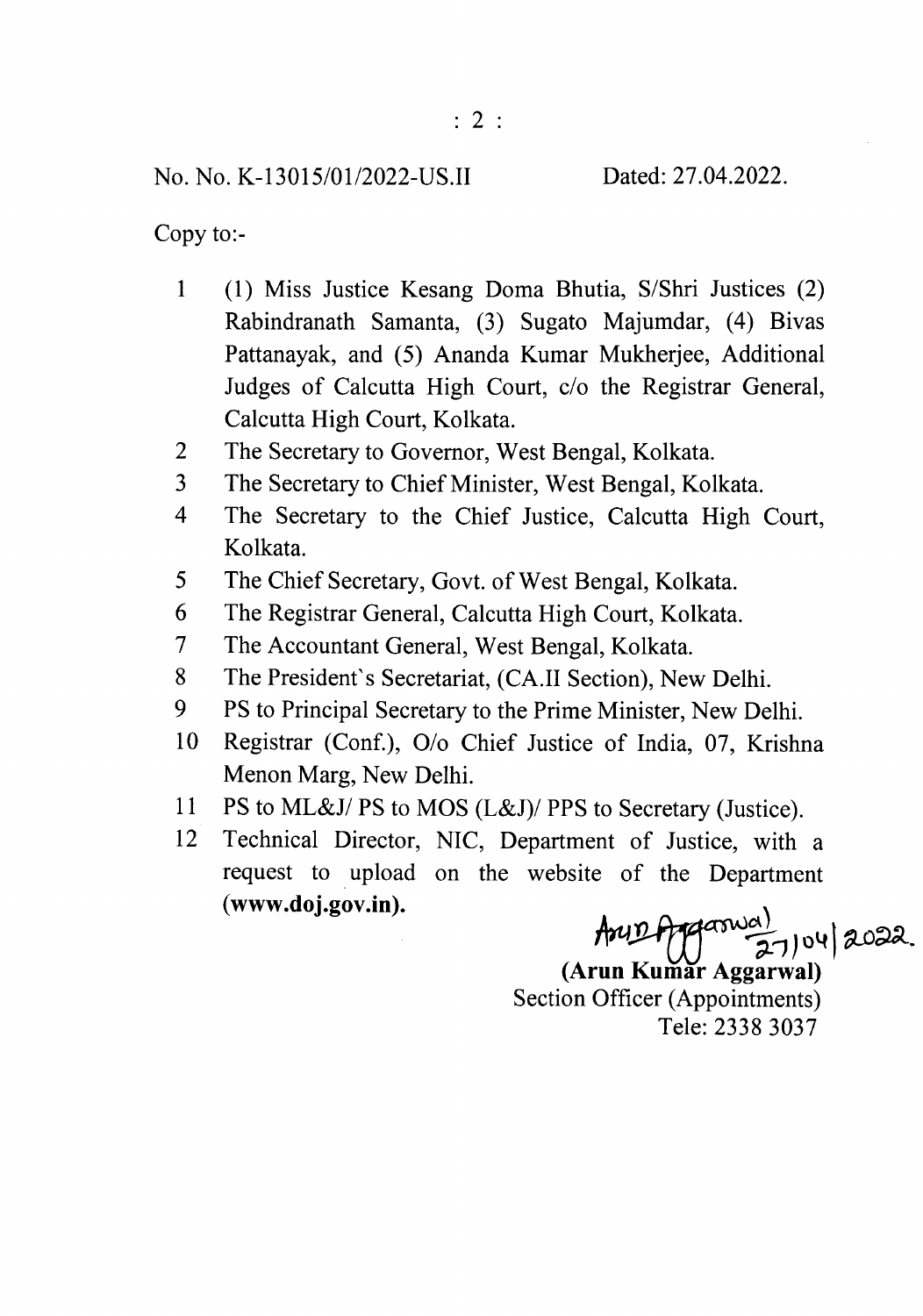No. No. K-13015/01/2022-US.II Dated: 27.04.2022.

Copy to:-

1. (1) Miss Justice Kesang Doma Bhutia, S/Shri Justices (2) Rabindranath Samanta, (3) Sugato Majumdar, (4) Bivas Pattanayak, and (5) Ananda Kumar Mukherjee, Additional Judges of Calcutta High Court, c/o the Registrar General, Calcutta High Court, Kolkata.
2. The Secretary to Governor, West Bengal, Kolkata.
3. The Secretary to Chief Minister, West Bengal, Kolkata.
4. The Secretary to the Chief Justice, Calcutta High Court, Kolkata.
5. The Chief Secretary, Govt. of West Bengal, Kolkata.
6. The Registrar General, Calcutta High Court, Kolkata.
7. The Accountant General, West Bengal, Kolkata.
8. The President`s Secretariat, (CA.II Section), New Delhi.
9. PS to Principal Secretary to the Prime Minister, New Delhi.
10. Registrar (Conf.), O/o Chief Justice of India, 07, Krishna Menon Marg, New Delhi.
11. PS to ML&J/ PS to MOS (L&J)/ PPS to Secretary (Justice).
12. Technical Director, NIC, Department of Justice, with a request to upload on the website of the Department **(www.doj.gov.in).**

Arun Aggarwal 27/04/2022.

**(Arun Kumar Aggarwal)**
Section Officer (Appointments)
Tele: 2338 3037